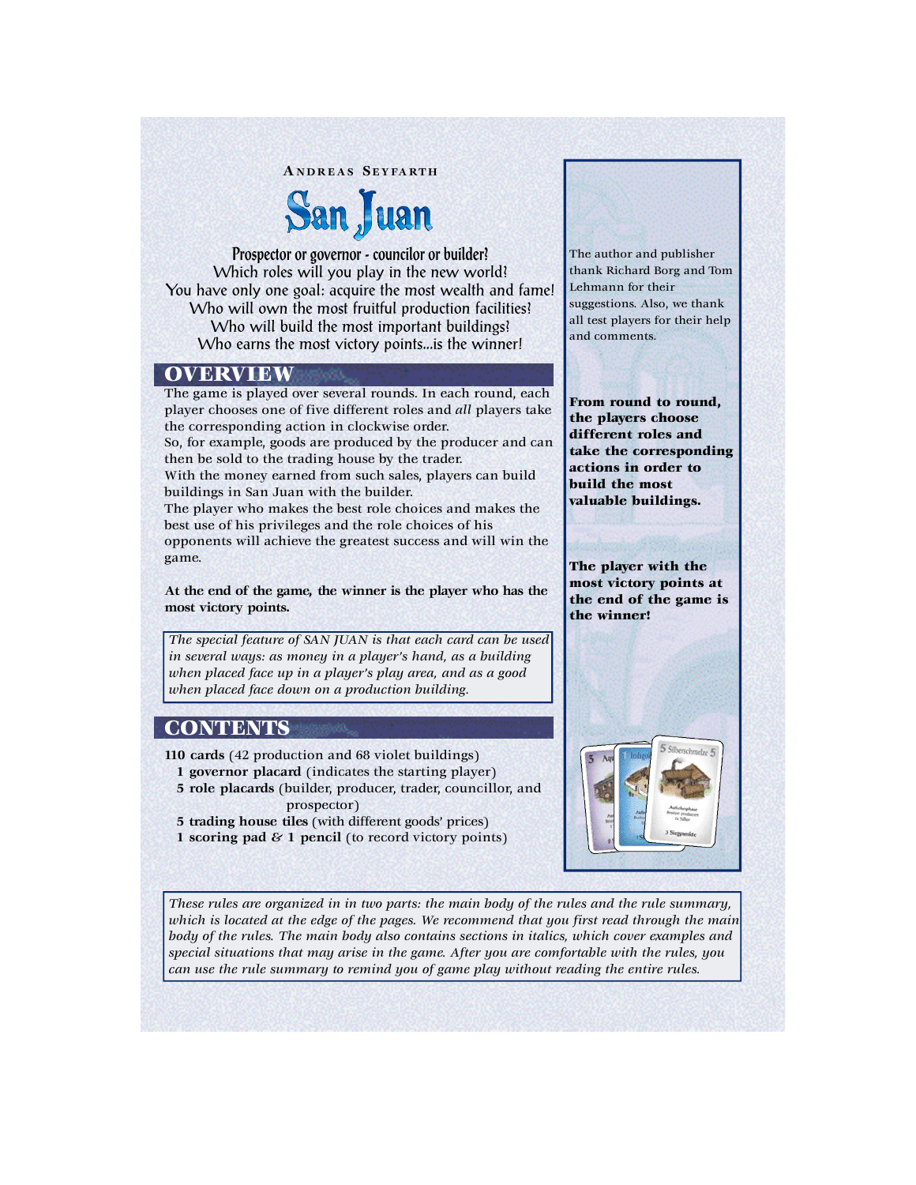ANDREAS SEYFARTH

# San Juan

**Prospector or governor - councilor or builder?**
Which roles will you play in the new world!
You have only one goal: acquire the most wealth and fame!
Who will own the most fruitful production facilities!
Who will build the most important buildings!
Who earns the most victory points...is the winner!

The author and publisher thank Richard Borg and Tom Lehmann for their suggestions. Also, we thank all test players for their help and comments.

## OVERVIEW

The game is played over several rounds. In each round, each player chooses one of five different roles and *all* players take the corresponding action in clockwise order.
So, for example, goods are produced by the producer and can then be sold to the trading house by the trader.
With the money earned from such sales, players can build buildings in San Juan with the builder.
The player who makes the best role choices and makes the best use of his privileges and the role choices of his opponents will achieve the greatest success and will win the game.

**At the end of the game, the winner is the player who has the most victory points.**

*The special feature of SAN JUAN is that each card can be used in several ways: as money in a player's hand, as a building when placed face up in a player's play area, and as a good when placed face down on a production building.*

**From round to round, the players choose different roles and take the corresponding actions in order to build the most valuable buildings.**

**The player with the most victory points at the end of the game is the winner!**

## CONTENTS

**110 cards** (42 production and 68 violet buildings)
- **1 governor placard** (indicates the starting player)
- **5 role placards** (builder, producer, trader, councillor, and prospector)
- **5 trading house tiles** (with different goods' prices)
- **1 scoring pad & 1 pencil** (to record victory points)

*These rules are organized in in two parts: the main body of the rules and the rule summary, which is located at the edge of the pages. We recommend that you first read through the main body of the rules. The main body also contains sections in italics, which cover examples and special situations that may arise in the game. After you are comfortable with the rules, you can use the rule summary to remind you of game play without reading the entire rules.*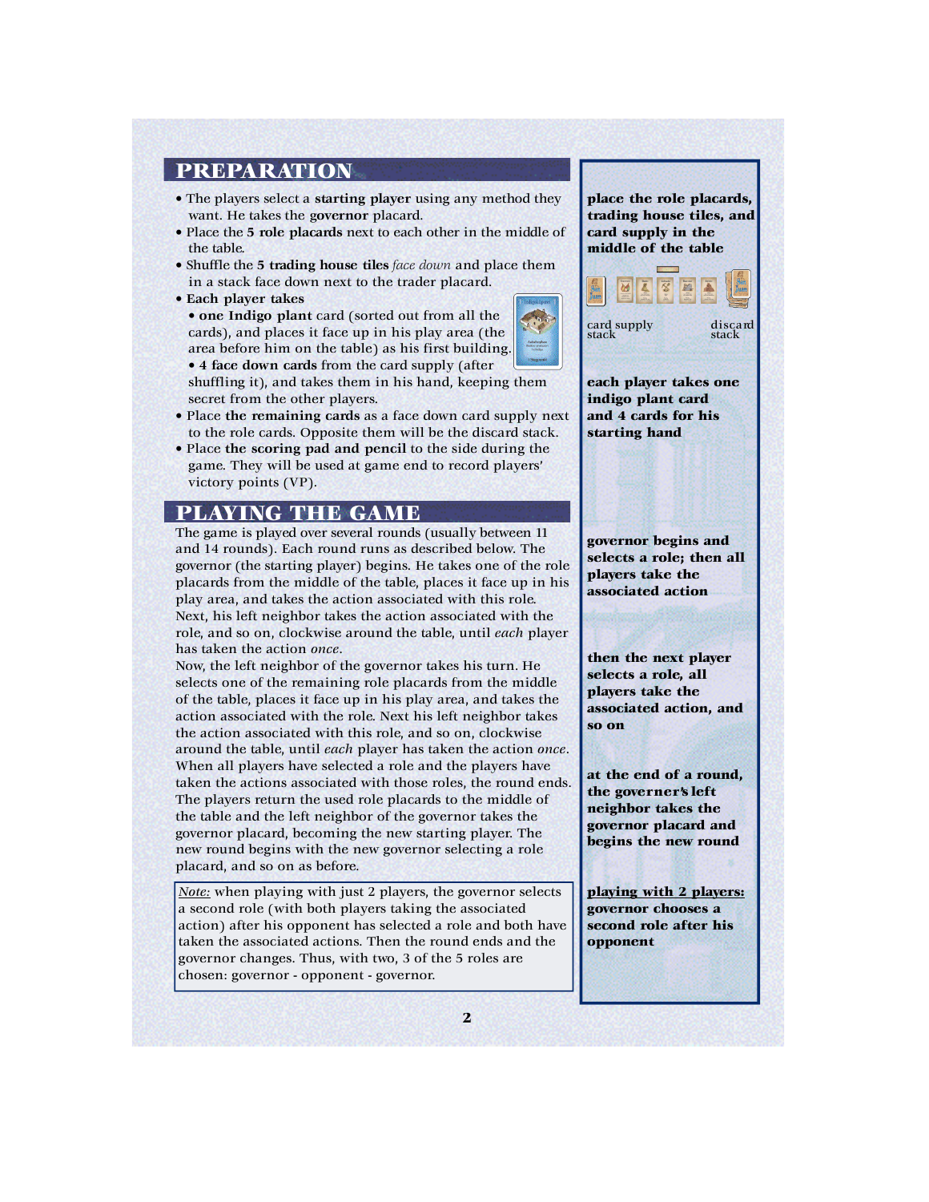## PREPARATION

- The players select a **starting player** using any method they want. He takes the **governor** placard.
- Place the **5 role placards** next to each other in the middle of the table.
- Shuffle the **5 trading house tiles** *face down* and place them in a stack face down next to the trader placard.
- **Each player takes**
  - **one Indigo plant** card (sorted out from all the cards), and places it face up in his play area (the area before him on the table) as his first building.
  - **4 face down cards** from the card supply (after shuffling it), and takes them in his hand, keeping them secret from the other players.
- Place **the remaining cards** as a face down card supply next to the role cards. Opposite them will be the discard stack.
- Place **the scoring pad and pencil** to the side during the game. They will be used at game end to record players' victory points (VP).

**place the role placards, trading house tiles, and card supply in the middle of the table**

card supply stack

discard stack

**each player takes one indigo plant card and 4 cards for his starting hand**

## PLAYING THE GAME

The game is played over several rounds (usually between 11 and 14 rounds). Each round runs as described below. The governor (the starting player) begins. He takes one of the role placards from the middle of the table, places it face up in his play area, and takes the action associated with this role. Next, his left neighbor takes the action associated with the role, and so on, clockwise around the table, until *each* player has taken the action *once*.

Now, the left neighbor of the governor takes his turn. He selects one of the remaining role placards from the middle of the table, places it face up in his play area, and takes the action associated with the role. Next his left neighbor takes the action associated with this role, and so on, clockwise around the table, until *each* player has taken the action *once*.

When all players have selected a role and the players have taken the actions associated with those roles, the round ends. The players return the used role placards to the middle of the table and the left neighbor of the governor takes the governor placard, becoming the new starting player. The new round begins with the new governor selecting a role placard, and so on as before.

**governor begins and selects a role; then all players take the associated action**

**then the next player selects a role, all players take the associated action, and so on**

**at the end of a round, the governor's left neighbor takes the governor placard and begins the new round**

*Note:* when playing with just 2 players, the governor selects a second role (with both players taking the associated action) after his opponent has selected a role and both have taken the associated actions. Then the round ends and the governor changes. Thus, with two, 3 of the 5 roles are chosen: governor - opponent - governor.

**playing with 2 players: governor chooses a second role after his opponent**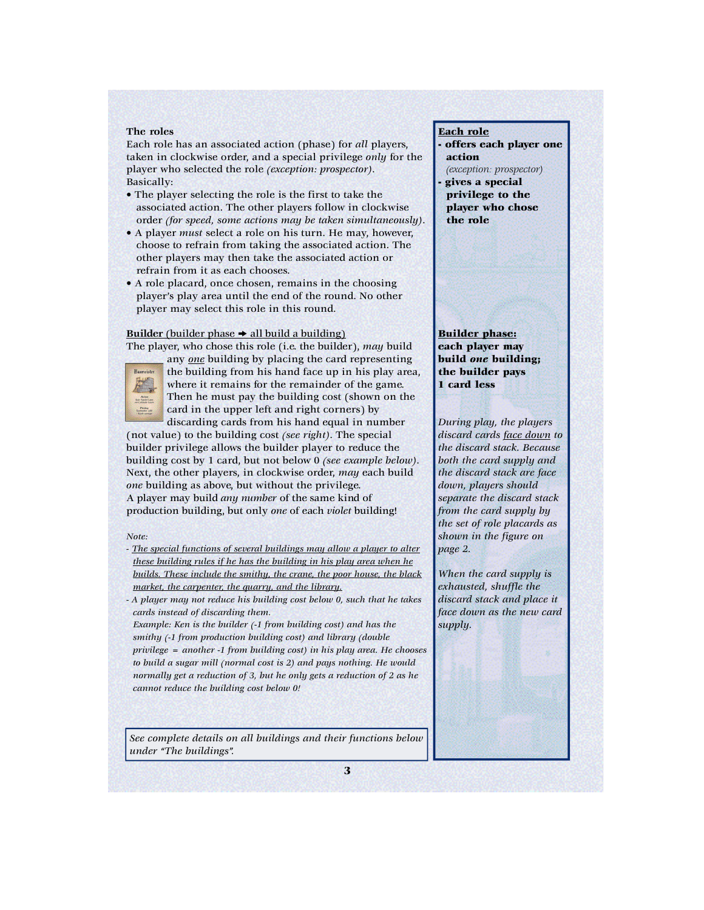**The roles**

Each role has an associated action (phase) for *all* players, taken in clockwise order, and a special privilege *only* for the player who selected the role *(exception: prospector)*. Basically:

- The player selecting the role is the first to take the associated action. The other players follow in clockwise order *(for speed, some actions may be taken simultaneously)*.
- A player *must* select a role on his turn. He may, however, choose to refrain from taking the associated action. The other players may then take the associated action or refrain from it as each chooses.
- A role placard, once chosen, remains in the choosing player's play area until the end of the round. No other player may select this role in this round.

**Each role**
- **offers each player one action** *(exception: prospector)*
- **gives a special privilege to the player who chose the role**

<u>Builder</u> (<u>builder phase ➔ all build a building</u>)

The player, who chose this role (i.e. the builder), *may* build any *<u>one</u>* building by placing the card representing the building from his hand face up in his play area, where it remains for the remainder of the game. Then he must pay the building cost (shown on the card in the upper left and right corners) by discarding cards from his hand equal in number (not value) to the building cost *(see right)*. The special builder privilege allows the builder player to reduce the building cost by 1 card, but not below 0 *(see example below)*. Next, the other players, in clockwise order, *may* each build *one* building as above, but without the privilege.

A player may build *any number* of the same kind of production building, but only *one* of each *violet* building!

*Note:*

- *<u>The special functions of several buildings may allow a player to alter these building rules if he has the building in his play area when he builds. These include the smithy, the crane, the poor house, the black market, the carpenter, the quarry, and the library.</u>*
- *A player may not reduce his building cost below 0, such that he takes cards instead of discarding them.*
  *Example: Ken is the builder (-1 from building cost) and has the smithy (-1 from production building cost) and library (double privilege = another -1 from building cost) in his play area. He chooses to build a sugar mill (normal cost is 2) and pays nothing. He would normally get a reduction of 3, but he only gets a reduction of 2 as he cannot reduce the building cost below 0!*

**<u>Builder phase:</u>**
**each player may build *one* building; the builder pays 1 card less**

*During play, the players discard cards <u>face down</u> to the discard stack. Because both the card supply and the discard stack are face down, players should separate the discard stack from the card supply by the set of role placards as shown in the figure on page 2.*

*When the card supply is exhausted, shuffle the discard stack and place it face down as the new card supply.*

*See complete details on all buildings and their functions below under "The buildings".*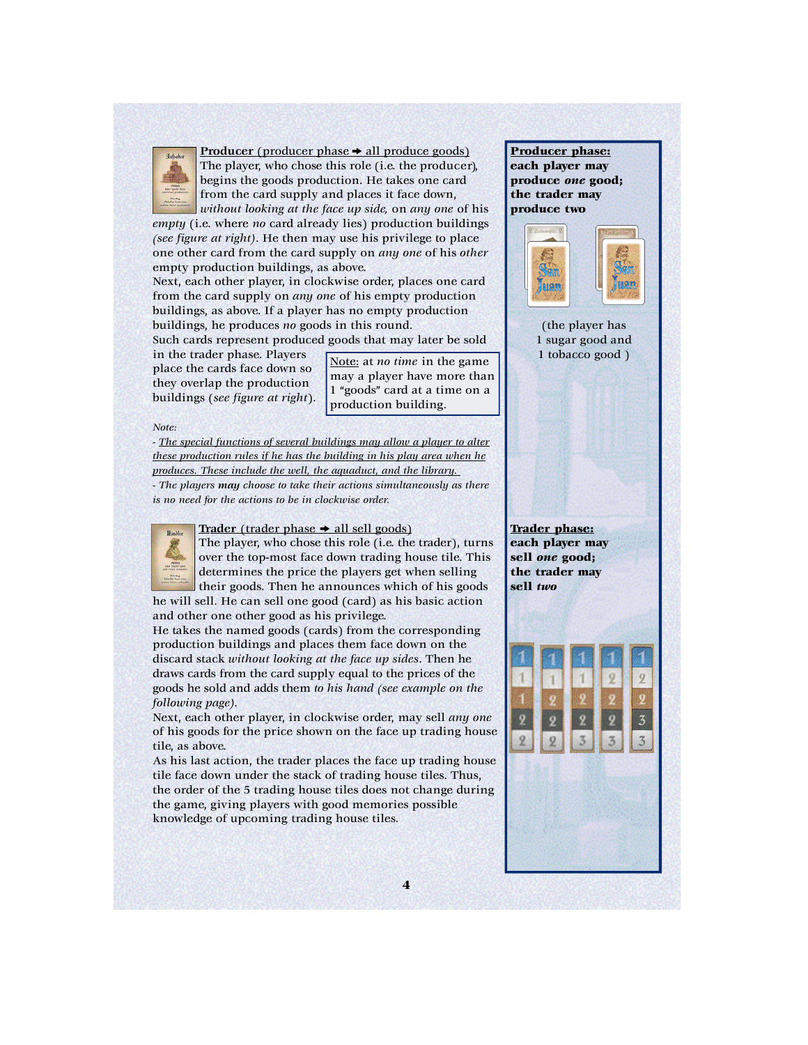**Producer** (producer phase ➔ all produce goods)

The player, who chose this role (i.e. the producer), begins the goods production. He takes one card from the card supply and places it face down, *without looking at the face up side,* on *any one* of his *empty* (i.e. where *no* card already lies) production buildings *(see figure at right)*. He then may use his privilege to place one other card from the card supply on *any one* of his *other* empty production buildings, as above.

Next, each other player, in clockwise order, places one card from the card supply on *any one* of his empty production buildings, as above. If a player has no empty production buildings, he produces *no* goods in this round.

Such cards represent produced goods that may later be sold in the trader phase. Players place the cards face down so they overlap the production buildings (*see figure at right*).

> Note: at *no time* in the game may a player have more than 1 "goods" card at a time on a production building.

*Note:*

- *The special functions of several buildings may allow a player to alter these production rules if he has the building in his play area when he produces. These include the well, the aquaduct, and the library.*
- *The players* ***may*** *choose to take their actions simultaneously as there is no need for the actions to be in clockwise order.*

**Producer phase: each player may produce *one* good; the trader may produce two**

(the player has 1 sugar good and 1 tobacco good )

**Trader** (trader phase ➔ all sell goods)

The player, who chose this role (i.e. the trader), turns over the top-most face down trading house tile. This determines the price the players get when selling their goods. Then he announces which of his goods he will sell. He can sell one good (card) as his basic action and other one other good as his privilege.

He takes the named goods (cards) from the corresponding production buildings and places them face down on the discard stack *without looking at the face up sides*. Then he draws cards from the card supply equal to the prices of the goods he sold and adds them *to his hand (see example on the following page)*.

Next, each other player, in clockwise order, may sell *any one* of his goods for the price shown on the face up trading house tile, as above.

As his last action, the trader places the face up trading house tile face down under the stack of trading house tiles. Thus, the order of the 5 trading house tiles does not change during the game, giving players with good memories possible knowledge of upcoming trading house tiles.

**Trader phase: each player may sell *one* good; the trader may sell *two***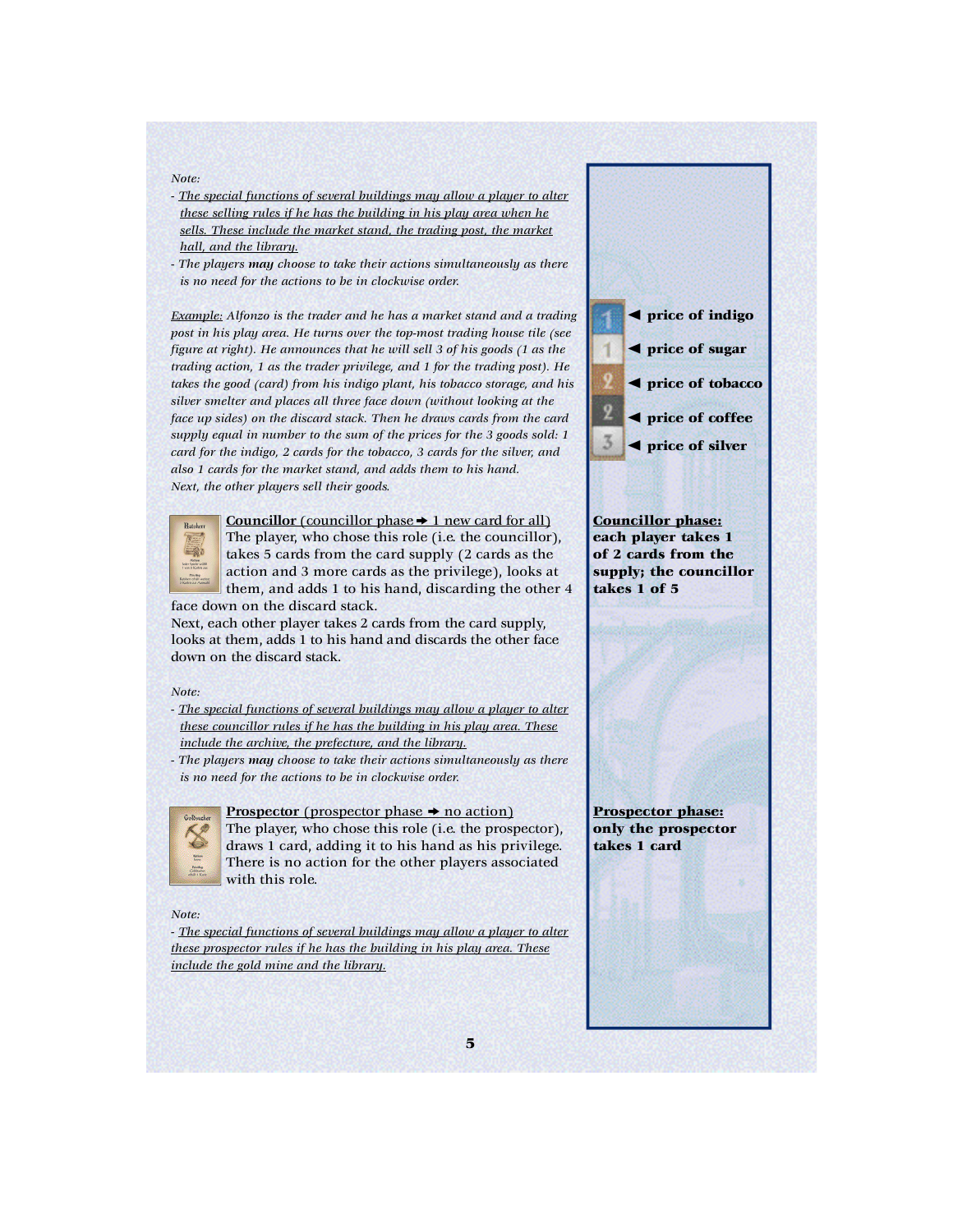*Note:*

- *The special functions of several buildings may allow a player to alter these selling rules if he has the building in his play area when he sells. These include the market stand, the trading post, the market hall, and the library.*
- *The players **may** choose to take their actions simultaneously as there is no need for the actions to be in clockwise order.*

*Example: Alfonzo is the trader and he has a market stand and a trading post in his play area. He turns over the top-most trading house tile (see figure at right). He announces that he will sell 3 of his goods (1 as the trading action, 1 as the trader privilege, and 1 for the trading post). He takes the good (card) from his indigo plant, his tobacco storage, and his silver smelter and places all three face down (without looking at the face up sides) on the discard stack. Then he draws cards from the card supply equal in number to the sum of the prices for the 3 goods sold: 1 card for the indigo, 2 cards for the tobacco, 3 cards for the silver, and also 1 cards for the market stand, and adds them to his hand. Next, the other players sell their goods.*

| | |
|---|---|
| 1 | ◄ **price of indigo** |
| 1 | ◄ **price of sugar** |
| 2 | ◄ **price of tobacco** |
| 2 | ◄ **price of coffee** |
| 3 | ◄ **price of silver** |

**Councillor** (councillor phase → 1 new card for all)
The player, who chose this role (i.e. the councillor), takes 5 cards from the card supply (2 cards as the action and 3 more cards as the privilege), looks at them, and adds 1 to his hand, discarding the other 4 face down on the discard stack.
Next, each other player takes 2 cards from the card supply, looks at them, adds 1 to his hand and discards the other face down on the discard stack.

**Councillor phase: each player takes 1 of 2 cards from the supply; the councillor takes 1 of 5**

*Note:*

- *The special functions of several buildings may allow a player to alter these councillor rules if he has the building in his play area. These include the archive, the prefecture, and the library.*
- *The players **may** choose to take their actions simultaneously as there is no need for the actions to be in clockwise order.*

**Prospector** (prospector phase → no action)
The player, who chose this role (i.e. the prospector), draws 1 card, adding it to his hand as his privilege. There is no action for the other players associated with this role.

**Prospector phase: only the prospector takes 1 card**

*Note:*

- *The special functions of several buildings may allow a player to alter these prospector rules if he has the building in his play area. These include the gold mine and the library.*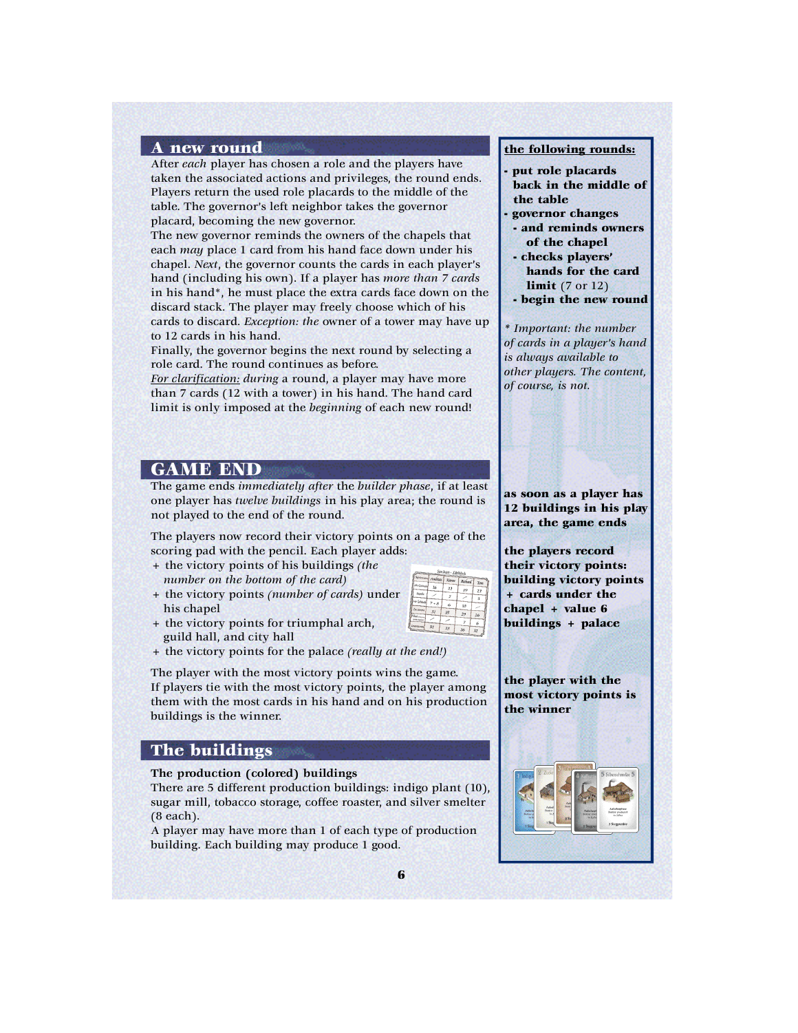## A new round

After *each* player has chosen a role and the players have taken the associated actions and privileges, the round ends. Players return the used role placards to the middle of the table. The governor's left neighbor takes the governor placard, becoming the new governor.

The new governor reminds the owners of the chapels that each *may* place 1 card from his hand face down under his chapel. *Next*, the governor counts the cards in each player's hand (including his own). If a player has *more than 7 cards* in his hand*, he must place the extra cards face down on the discard stack. The player may freely choose which of his cards to discard. *Exception: the* owner of a tower may have up to 12 cards in his hand.

Finally, the governor begins the next round by selecting a role card. The round continues as before.

*For clarification: during* a round, a player may have more than 7 cards (12 with a tower) in his hand. The hand card limit is only imposed at the *beginning* of each new round!

**the following rounds:**

- **put role placards back in the middle of the table**
- **governor changes**
  - **and reminds owners of the chapel**
  - **checks players' hands for the card limit** (7 or 12)
  - **begin the new round**

*\* Important: the number of cards in a player's hand is always available to other players. The content, of course, is not.*

## GAME END

The game ends *immediately after* the *builder phase*, if at least one player has *twelve buildings* in his play area; the round is not played to the end of the round.

**as soon as a player has 12 buildings in his play area, the game ends**

The players now record their victory points on a page of the scoring pad with the pencil. Each player adds:

- \+ the victory points of his buildings *(the number on the bottom of the card)*
- \+ the victory points *(number of cards)* under his chapel
- \+ the victory points for triumphal arch, guild hall, and city hall
- \+ the victory points for the palace *(really at the end!)*

**the players record their victory points: building victory points + cards under the chapel + value 6 buildings + palace**

The player with the most victory points wins the game.
If players tie with the most victory points, the player among them with the most cards in his hand and on his production buildings is the winner.

**the player with the most victory points is the winner**

## The buildings

**The production (colored) buildings**

There are 5 different production buildings: indigo plant (10), sugar mill, tobacco storage, coffee roaster, and silver smelter (8 each).

A player may have more than 1 of each type of production building. Each building may produce 1 good.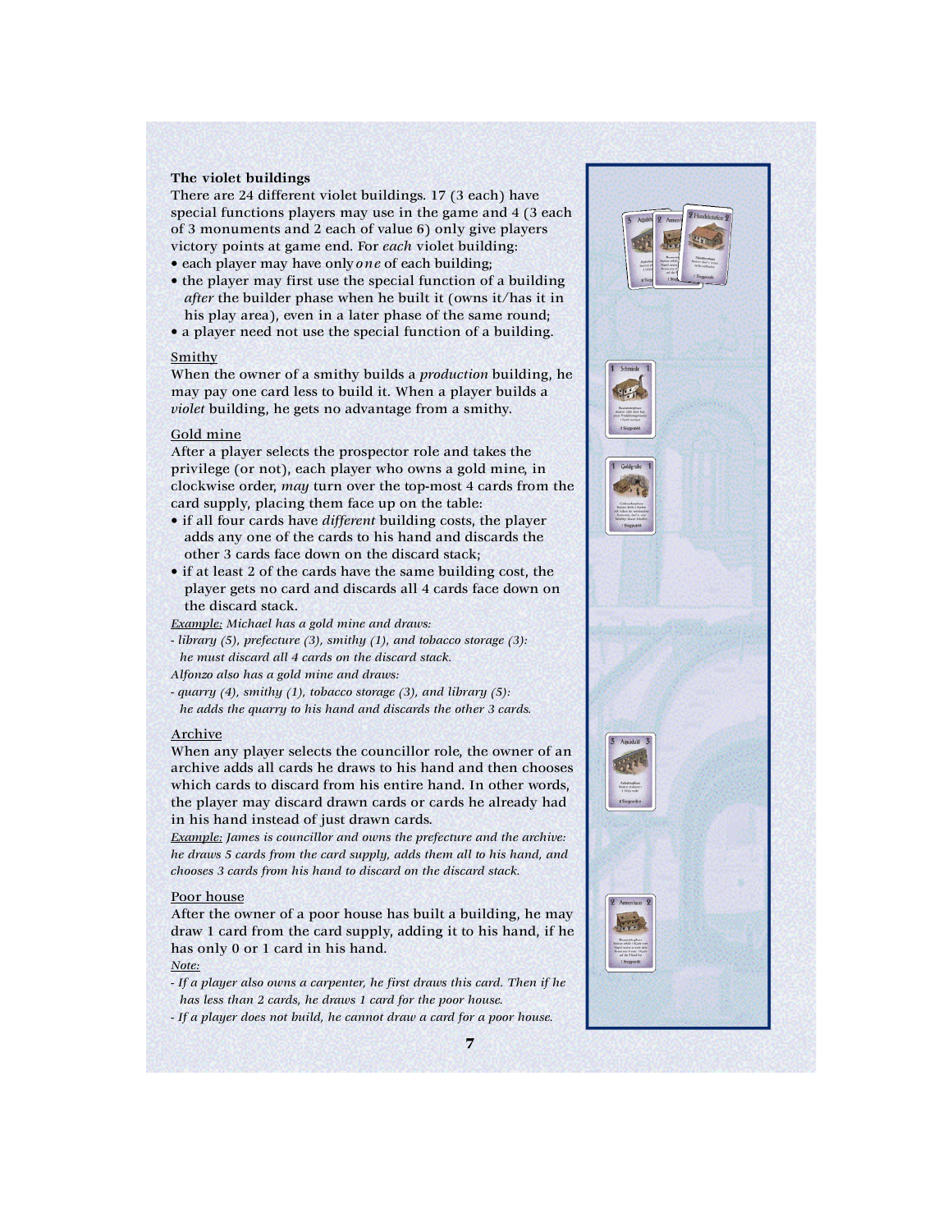### The violet buildings

There are 24 different violet buildings. 17 (3 each) have special functions players may use in the game and 4 (3 each of 3 monuments and 2 each of value 6) only give players victory points at game end. For *each* violet building:

- each player may have only *one* of each building;
- the player may first use the special function of a building *after* the builder phase when he built it (owns it/has it in his play area), even in a later phase of the same round;
- a player need not use the special function of a building.

#### Smithy

When the owner of a smithy builds a *production* building, he may pay one card less to build it. When a player builds a *violet* building, he gets no advantage from a smithy.

#### Gold mine

After a player selects the prospector role and takes the privilege (or not), each player who owns a gold mine, in clockwise order, *may* turn over the top-most 4 cards from the card supply, placing them face up on the table:

- if all four cards have *different* building costs, the player adds any one of the cards to his hand and discards the other 3 cards face down on the discard stack;
- if at least 2 of the cards have the same building cost, the player gets no card and discards all 4 cards face down on the discard stack.

*Example: Michael has a gold mine and draws:*
*- library (5), prefecture (3), smithy (1), and tobacco storage (3): he must discard all 4 cards on the discard stack.*
*Alfonzo also has a gold mine and draws:*
*- quarry (4), smithy (1), tobacco storage (3), and library (5): he adds the quarry to his hand and discards the other 3 cards.*

#### Archive

When any player selects the councillor role, the owner of an archive adds all cards he draws to his hand and then chooses which cards to discard from his entire hand. In other words, the player may discard drawn cards or cards he already had in his hand instead of just drawn cards.

*Example: James is councillor and owns the prefecture and the archive: he draws 5 cards from the card supply, adds them all to his hand, and chooses 3 cards from his hand to discard on the discard stack.*

#### Poor house

After the owner of a poor house has built a building, he may draw 1 card from the card supply, adding it to his hand, if he has only 0 or 1 card in his hand.

*Note:*
*- If a player also owns a carpenter, he first draws this card. Then if he has less than 2 cards, he draws 1 card for the poor house.*
*- If a player does not build, he cannot draw a card for a poor house.*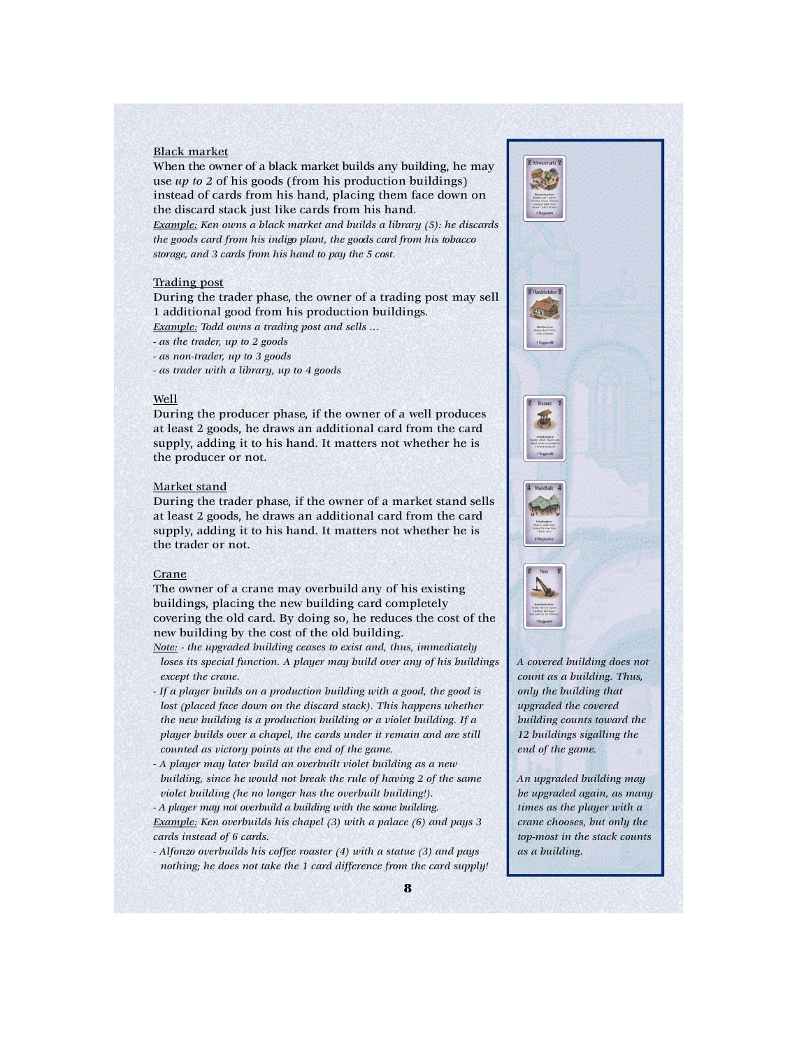## Black market

When the owner of a black market builds any building, he may use *up to 2* of his goods (from his production buildings) instead of cards from his hand, placing them face down on the discard stack just like cards from his hand.

*Example: Ken owns a black market and builds a library (5): he discards the goods card from his indigo plant, the goods card from his tobacco storage, and 3 cards from his hand to pay the 5 cost.*

## Trading post

During the trader phase, the owner of a trading post may sell 1 additional good from his production buildings.

*Example: Todd owns a trading post and sells ...*
*- as the trader, up to 2 goods*
*- as non-trader, up to 3 goods*
*- as trader with a library, up to 4 goods*

## Well

During the producer phase, if the owner of a well produces at least 2 goods, he draws an additional card from the card supply, adding it to his hand. It matters not whether he is the producer or not.

## Market stand

During the trader phase, if the owner of a market stand sells at least 2 goods, he draws an additional card from the card supply, adding it to his hand. It matters not whether he is the trader or not.

## Crane

The owner of a crane may overbuild any of his existing buildings, placing the new building card completely covering the old card. By doing so, he reduces the cost of the new building by the cost of the old building.

*Note: - the upgraded building ceases to exist and, thus, immediately loses its special function. A player may build over any of his buildings except the crane.*

*- If a player builds on a production building with a good, the good is lost (placed face down on the discard stack). This happens whether the new building is a production building or a violet building. If a player builds over a chapel, the cards under it remain and are still counted as victory points at the end of the game.*

*- A player may later build an overbuilt violet building as a new building, since he would not break the rule of having 2 of the same violet building (he no longer has the overbuilt building!).*

*- A player may not overbuild a building with the same building.*

*Example: Ken overbuilds his chapel (3) with a palace (6) and pays 3 cards instead of 6 cards.*

*- Alfonzo overbuilds his coffee roaster (4) with a statue (3) and pays nothing; he does not take the 1 card difference from the card supply!*

*A covered building does not count as a building. Thus, only the building that upgraded the covered building counts toward the 12 buildings sigalling the end of the game.*

*An upgraded building may be upgraded again, as many times as the player with a crane chooses, but only the top-most in the stack counts as a building.*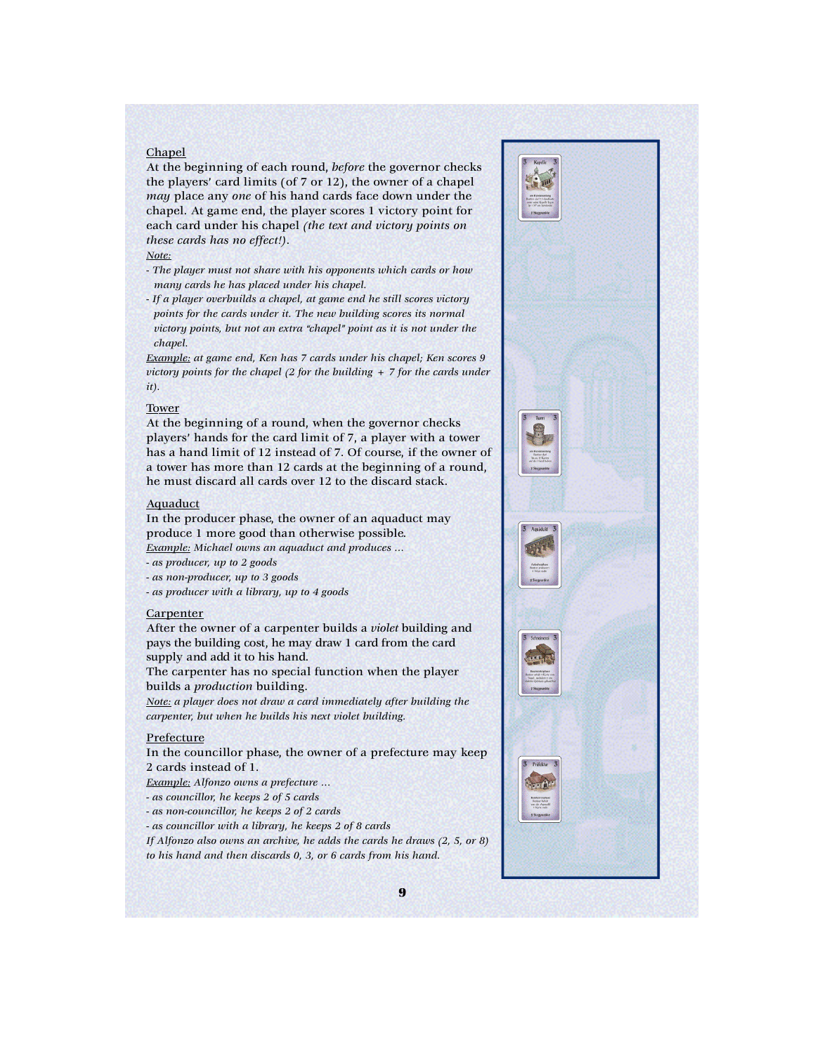Chapel

At the beginning of each round, *before* the governor checks the players' card limits (of 7 or 12), the owner of a chapel *may* place any *one* of his hand cards face down under the chapel. At game end, the player scores 1 victory point for each card under his chapel *(the text and victory points on these cards has no effect!)*.

*Note:*

- *The player must not share with his opponents which cards or how many cards he has placed under his chapel.*
- *If a player overbuilds a chapel, at game end he still scores victory points for the cards under it. The new building scores its normal victory points, but not an extra "chapel" point as it is not under the chapel.*

*Example: at game end, Ken has 7 cards under his chapel; Ken scores 9 victory points for the chapel (2 for the building + 7 for the cards under it).*

Tower

At the beginning of a round, when the governor checks players' hands for the card limit of 7, a player with a tower has a hand limit of 12 instead of 7. Of course, if the owner of a tower has more than 12 cards at the beginning of a round, he must discard all cards over 12 to the discard stack.

Aquaduct

In the producer phase, the owner of an aquaduct may produce 1 more good than otherwise possible.

*Example: Michael owns an aquaduct and produces ...*

- *as producer, up to 2 goods*
- *as non-producer, up to 3 goods*
- *as producer with a library, up to 4 goods*

Carpenter

After the owner of a carpenter builds a *violet* building and pays the building cost, he may draw 1 card from the card supply and add it to his hand.

The carpenter has no special function when the player builds a *production* building.

*Note: a player does not draw a card immediately after building the carpenter, but when he builds his next violet building.*

Prefecture

In the councillor phase, the owner of a prefecture may keep 2 cards instead of 1.

*Example: Alfonzo owns a prefecture ...*

- *as councillor, he keeps 2 of 5 cards*
- *as non-councillor, he keeps 2 of 2 cards*
- *as councillor with a library, he keeps 2 of 8 cards*

*If Alfonzo also owns an archive, he adds the cards he draws (2, 5, or 8) to his hand and then discards 0, 3, or 6 cards from his hand.*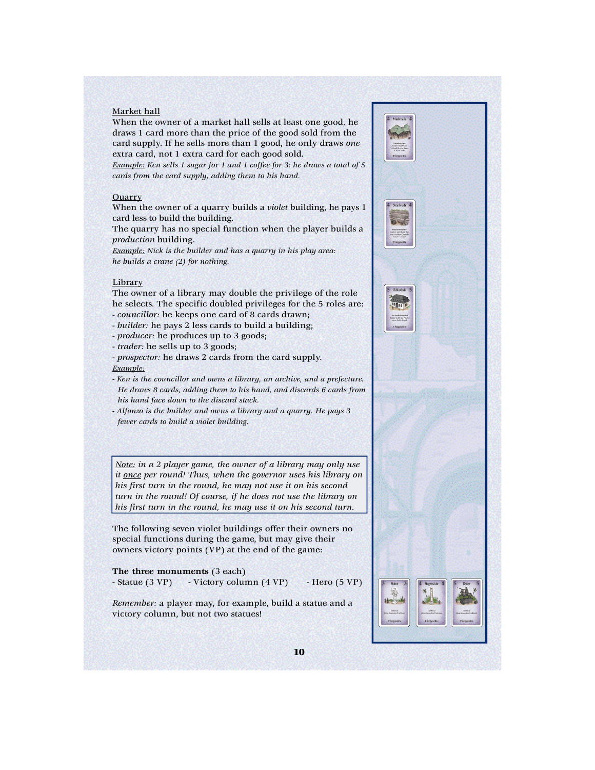Market hall

When the owner of a market hall sells at least one good, he draws 1 card more than the price of the good sold from the card supply. If he sells more than 1 good, he only draws *one* extra card, not 1 extra card for each good sold.

*Example: Ken sells 1 sugar for 1 and 1 coffee for 3: he draws a total of 5 cards from the card supply, adding them to his hand.*

Quarry

When the owner of a quarry builds a *violet* building, he pays 1 card less to build the building.

The quarry has no special function when the player builds a *production* building.

*Example: Nick is the builder and has a quarry in his play area: he builds a crane (2) for nothing.*

Library

The owner of a library may double the privilege of the role he selects. The specific doubled privileges for the 5 roles are:

- *councillor:* he keeps one card of 8 cards drawn;
- *builder:* he pays 2 less cards to build a building;
- *producer:* he produces up to 3 goods;
- *trader:* he sells up to 3 goods;
- *prospector:* he draws 2 cards from the card supply.

*Example:*

- *Ken is the councillor and owns a library, an archive, and a prefecture. He draws 8 cards, adding them to his hand, and discards 6 cards from his hand face down to the discard stack.*
- *Alfonzo is the builder and owns a library and a quarry. He pays 3 fewer cards to build a violet building.*

> *Note: in a 2 player game, the owner of a library may only use it once per round! Thus, when the governor uses his library on his first turn in the round, he may not use it on his second turn in the round! Of course, if he does not use the library on his first turn in the round, he may use it on his second turn.*

The following seven violet buildings offer their owners no special functions during the game, but may give their owners victory points (VP) at the end of the game:

**The three monuments** (3 each)

- Statue (3 VP) - Victory column (4 VP) - Hero (5 VP)

*Remember:* a player may, for example, build a statue and a victory column, but not two statues!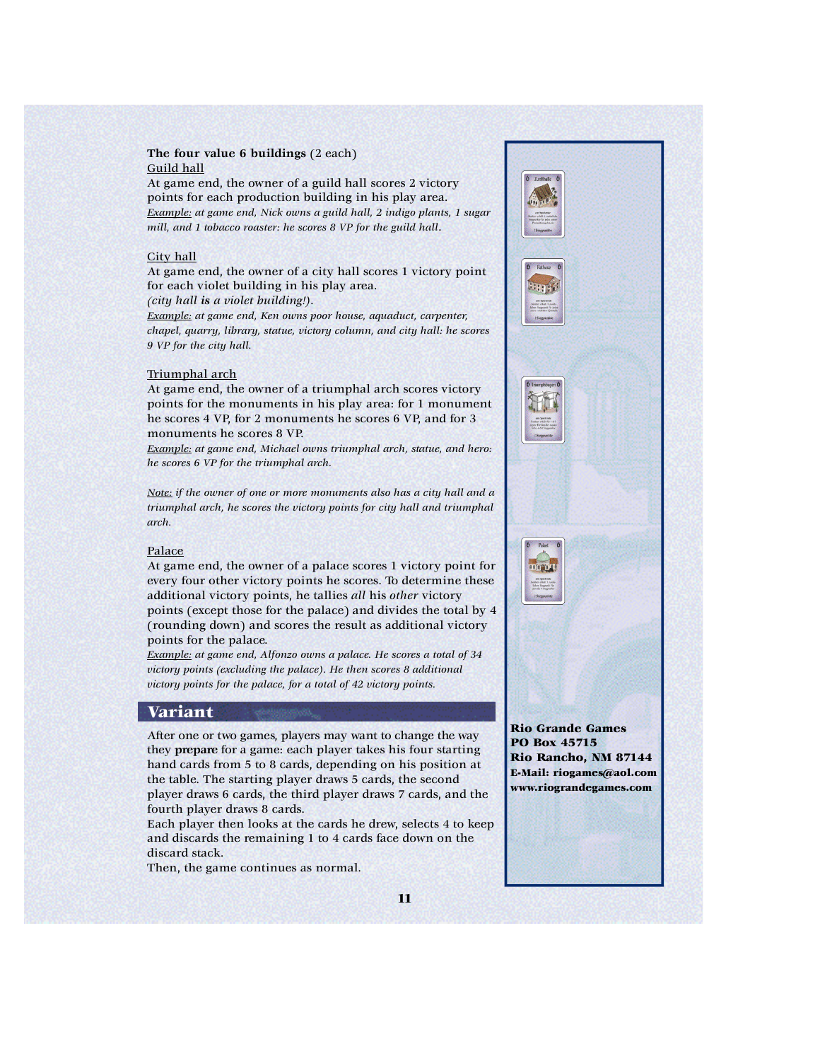**The four value 6 buildings** (2 each)

Guild hall

At game end, the owner of a guild hall scores 2 victory points for each production building in his play area.

*Example: at game end, Nick owns a guild hall, 2 indigo plants, 1 sugar mill, and 1 tobacco roaster: he scores 8 VP for the guild hall.*

City hall

At game end, the owner of a city hall scores 1 victory point for each violet building in his play area.

*(city hall **is** a violet building!).*

*Example: at game end, Ken owns poor house, aquaduct, carpenter, chapel, quarry, library, statue, victory column, and city hall: he scores 9 VP for the city hall.*

Triumphal arch

At game end, the owner of a triumphal arch scores victory points for the monuments in his play area: for 1 monument he scores 4 VP, for 2 monuments he scores 6 VP, and for 3 monuments he scores 8 VP.

*Example: at game end, Michael owns triumphal arch, statue, and hero: he scores 6 VP for the triumphal arch.*

*Note: if the owner of one or more monuments also has a city hall and a triumphal arch, he scores the victory points for city hall and triumphal arch.*

Palace

At game end, the owner of a palace scores 1 victory point for every four other victory points he scores. To determine these additional victory points, he tallies *all* his *other* victory points (except those for the palace) and divides the total by 4 (rounding down) and scores the result as additional victory points for the palace.

*Example: at game end, Alfonzo owns a palace. He scores a total of 34 victory points (excluding the palace). He then scores 8 additional victory points for the palace, for a total of 42 victory points.*

## Variant

After one or two games, players may want to change the way they **prepare** for a game: each player takes his four starting hand cards from 5 to 8 cards, depending on his position at the table. The starting player draws 5 cards, the second player draws 6 cards, the third player draws 7 cards, and the fourth player draws 8 cards.

Each player then looks at the cards he drew, selects 4 to keep and discards the remaining 1 to 4 cards face down on the discard stack.

Then, the game continues as normal.

**Rio Grande Games**
**PO Box 45715**
**Rio Rancho, NM 87144**
**E-Mail: riogames@aol.com**
**www.riograndegames.com**